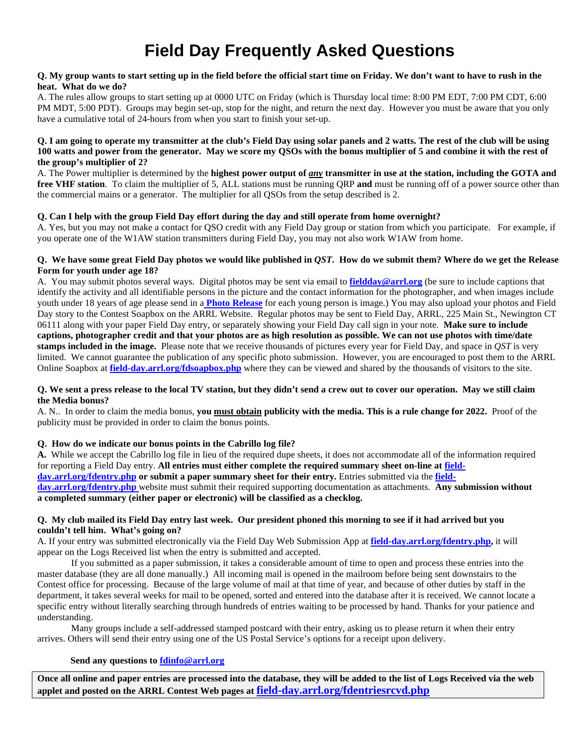# Field Day Frequently Asked Questions

**Q. My group wants to start setting up in the field before the official start time on Friday. We don't want to have to rush in the heat. What do we do?**

A. The rules allow groups to start setting up at 0000 UTC on Friday (which is Thursday local time: 8:00 PM EDT, 7:00 PM CDT, 6:00 PM MDT, 5:00 PDT). Groups may begin set-up, stop for the night, and return the next day. However you must be aware that you only have a cumulative total of 24-hours from when you start to finish your set-up.

**Q. I am going to operate my transmitter at the club's Field Day using solar panels and 2 watts. The rest of the club will be using 100 watts and power from the generator. May we score my QSOs with the bonus multiplier of 5 and combine it with the rest of the group's multiplier of 2?**

A. The Power multiplier is determined by the **highest power output of *any* transmitter in use at the station, including the GOTA and free VHF station**. To claim the multiplier of 5, ALL stations must be running QRP **and** must be running off of a power source other than the commercial mains or a generator. The multiplier for all QSOs from the setup described is 2.

**Q. Can I help with the group Field Day effort during the day and still operate from home overnight?**

A. Yes, but you may not make a contact for QSO credit with any Field Day group or station from which you participate. For example, if you operate one of the W1AW station transmitters during Field Day, you may not also work W1AW from home.

**Q. We have some great Field Day photos we would like published in *QST*. How do we submit them? Where do we get the Release Form for youth under age 18?**

A. You may submit photos several ways. Digital photos may be sent via email to **fieldday@arrl.org** (be sure to include captions that identify the activity and all identifiable persons in the picture and the contact information for the photographer, and when images include youth under 18 years of age please send in a **Photo Release** for each young person is image.) You may also upload your photos and Field Day story to the Contest Soapbox on the ARRL Website. Regular photos may be sent to Field Day, ARRL, 225 Main St., Newington CT 06111 along with your paper Field Day entry, or separately showing your Field Day call sign in your note. **Make sure to include captions, photographer credit and that your photos are as high resolution as possible. We can not use photos with time/date stamps included in the image.** Please note that we receive thousands of pictures every year for Field Day, and space in *QST* is very limited. We cannot guarantee the publication of any specific photo submission. However, you are encouraged to post them to the ARRL Online Soapbox at **field-day.arrl.org/fdsoapbox.php** where they can be viewed and shared by the thousands of visitors to the site.

**Q. We sent a press release to the local TV station, but they didn't send a crew out to cover our operation. May we still claim the Media bonus?**

A. N.. In order to claim the media bonus, **you must obtain publicity with the media. This is a rule change for 2022.** Proof of the publicity must be provided in order to claim the bonus points.

**Q. How do we indicate our bonus points in the Cabrillo log file?**

**A.** While we accept the Cabrillo log file in lieu of the required dupe sheets, it does not accommodate all of the information required for reporting a Field Day entry. **All entries must either complete the required summary sheet on-line at field-day.arrl.org/fdentry.php or submit a paper summary sheet for their entry.** Entries submitted via the **field-day.arrl.org/fdentry.php** website must submit their required supporting documentation as attachments. **Any submission without a completed summary (either paper or electronic) will be classified as a checklog.**

**Q. My club mailed its Field Day entry last week. Our president phoned this morning to see if it had arrived but you couldn't tell him. What's going on?**

A. If your entry was submitted electronically via the Field Day Web Submission App at **field-day.arrl.org/fdentry.php,** it will appear on the Logs Received list when the entry is submitted and accepted.

If you submitted as a paper submission, it takes a considerable amount of time to open and process these entries into the master database (they are all done manually.) All incoming mail is opened in the mailroom before being sent downstairs to the Contest office for processing. Because of the large volume of mail at that time of year, and because of other duties by staff in the department, it takes several weeks for mail to be opened, sorted and entered into the database after it is received. We cannot locate a specific entry without literally searching through hundreds of entries waiting to be processed by hand. Thanks for your patience and understanding.

Many groups include a self-addressed stamped postcard with their entry, asking us to please return it when their entry arrives. Others will send their entry using one of the US Postal Service's options for a receipt upon delivery.

**Send any questions to fdinfo@arrl.org**

**Once all online and paper entries are processed into the database, they will be added to the list of Logs Received via the web applet and posted on the ARRL Contest Web pages at field-day.arrl.org/fdentriesrcvd.php**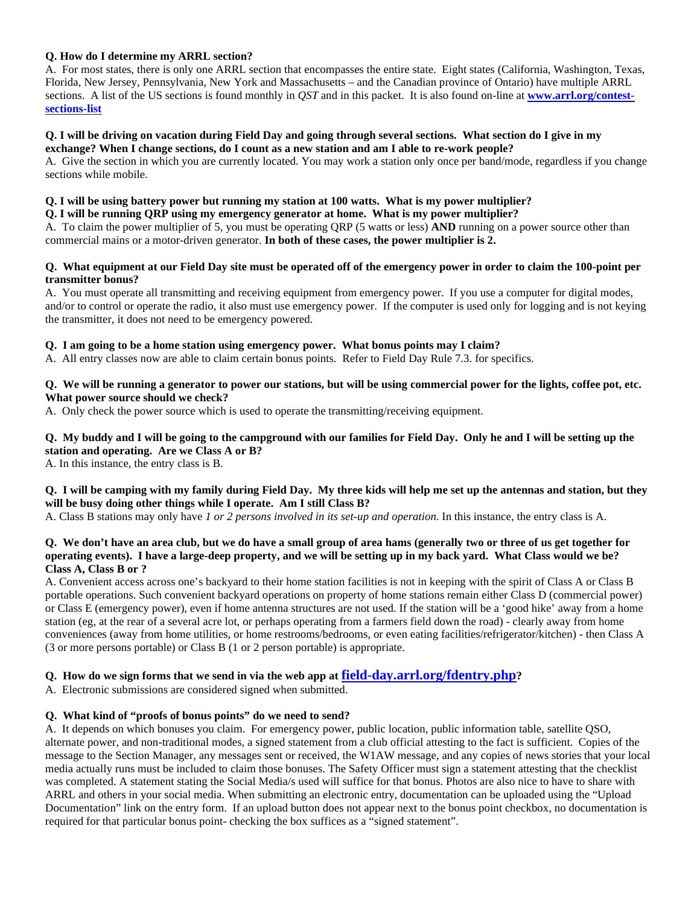**Q. How do I determine my ARRL section?**

A. For most states, there is only one ARRL section that encompasses the entire state. Eight states (California, Washington, Texas, Florida, New Jersey, Pennsylvania, New York and Massachusetts – and the Canadian province of Ontario) have multiple ARRL sections. A list of the US sections is found monthly in *QST* and in this packet. It is also found on-line at **www.arrl.org/contest-sections-list**

**Q. I will be driving on vacation during Field Day and going through several sections. What section do I give in my exchange? When I change sections, do I count as a new station and am I able to re-work people?**

A. Give the section in which you are currently located. You may work a station only once per band/mode, regardless if you change sections while mobile.

**Q. I will be using battery power but running my station at 100 watts. What is my power multiplier?**

**Q. I will be running QRP using my emergency generator at home. What is my power multiplier?**

A. To claim the power multiplier of 5, you must be operating QRP (5 watts or less) **AND** running on a power source other than commercial mains or a motor-driven generator. **In both of these cases, the power multiplier is 2.**

**Q. What equipment at our Field Day site must be operated off of the emergency power in order to claim the 100-point per transmitter bonus?**

A. You must operate all transmitting and receiving equipment from emergency power. If you use a computer for digital modes, and/or to control or operate the radio, it also must use emergency power. If the computer is used only for logging and is not keying the transmitter, it does not need to be emergency powered.

**Q. I am going to be a home station using emergency power. What bonus points may I claim?**

A. All entry classes now are able to claim certain bonus points. Refer to Field Day Rule 7.3. for specifics.

**Q. We will be running a generator to power our stations, but will be using commercial power for the lights, coffee pot, etc. What power source should we check?**

A. Only check the power source which is used to operate the transmitting/receiving equipment.

**Q. My buddy and I will be going to the campground with our families for Field Day. Only he and I will be setting up the station and operating. Are we Class A or B?**

A. In this instance, the entry class is B.

**Q. I will be camping with my family during Field Day. My three kids will help me set up the antennas and station, but they will be busy doing other things while I operate. Am I still Class B?**

A. Class B stations may only have *1 or 2 persons involved in its set-up and operation*. In this instance, the entry class is A.

**Q. We don't have an area club, but we do have a small group of area hams (generally two or three of us get together for operating events). I have a large-deep property, and we will be setting up in my back yard. What Class would we be? Class A, Class B or ?**

A. Convenient access across one's backyard to their home station facilities is not in keeping with the spirit of Class A or Class B portable operations. Such convenient backyard operations on property of home stations remain either Class D (commercial power) or Class E (emergency power), even if home antenna structures are not used. If the station will be a 'good hike' away from a home station (eg, at the rear of a several acre lot, or perhaps operating from a farmers field down the road) - clearly away from home conveniences (away from home utilities, or home restrooms/bedrooms, or even eating facilities/refrigerator/kitchen) - then Class A (3 or more persons portable) or Class B (1 or 2 person portable) is appropriate.

**Q. How do we sign forms that we send in via the web app at field-day.arrl.org/fdentry.php?**

A. Electronic submissions are considered signed when submitted.

**Q. What kind of "proofs of bonus points" do we need to send?**

A. It depends on which bonuses you claim. For emergency power, public location, public information table, satellite QSO, alternate power, and non-traditional modes, a signed statement from a club official attesting to the fact is sufficient. Copies of the message to the Section Manager, any messages sent or received, the W1AW message, and any copies of news stories that your local media actually runs must be included to claim those bonuses. The Safety Officer must sign a statement attesting that the checklist was completed. A statement stating the Social Media/s used will suffice for that bonus. Photos are also nice to have to share with ARRL and others in your social media. When submitting an electronic entry, documentation can be uploaded using the "Upload Documentation" link on the entry form. If an upload button does not appear next to the bonus point checkbox, no documentation is required for that particular bonus point- checking the box suffices as a "signed statement".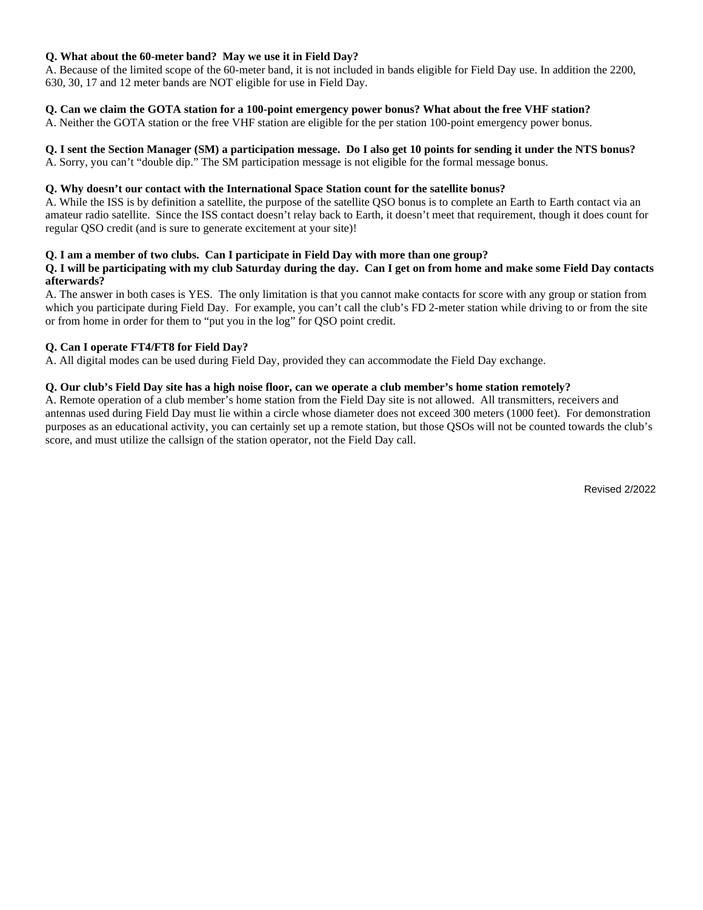**Q. What about the 60-meter band? May we use it in Field Day?**
A. Because of the limited scope of the 60-meter band, it is not included in bands eligible for Field Day use. In addition the 2200, 630, 30, 17 and 12 meter bands are NOT eligible for use in Field Day.

**Q. Can we claim the GOTA station for a 100-point emergency power bonus? What about the free VHF station?**
A. Neither the GOTA station or the free VHF station are eligible for the per station 100-point emergency power bonus.

**Q. I sent the Section Manager (SM) a participation message. Do I also get 10 points for sending it under the NTS bonus?**
A. Sorry, you can't "double dip." The SM participation message is not eligible for the formal message bonus.

**Q. Why doesn't our contact with the International Space Station count for the satellite bonus?**
A. While the ISS is by definition a satellite, the purpose of the satellite QSO bonus is to complete an Earth to Earth contact via an amateur radio satellite. Since the ISS contact doesn't relay back to Earth, it doesn't meet that requirement, though it does count for regular QSO credit (and is sure to generate excitement at your site)!

**Q. I am a member of two clubs. Can I participate in Field Day with more than one group?**
**Q. I will be participating with my club Saturday during the day. Can I get on from home and make some Field Day contacts afterwards?**
A. The answer in both cases is YES. The only limitation is that you cannot make contacts for score with any group or station from which you participate during Field Day. For example, you can't call the club's FD 2-meter station while driving to or from the site or from home in order for them to "put you in the log" for QSO point credit.

**Q. Can I operate FT4/FT8 for Field Day?**
A. All digital modes can be used during Field Day, provided they can accommodate the Field Day exchange.

**Q. Our club's Field Day site has a high noise floor, can we operate a club member's home station remotely?**
A. Remote operation of a club member's home station from the Field Day site is not allowed. All transmitters, receivers and antennas used during Field Day must lie within a circle whose diameter does not exceed 300 meters (1000 feet). For demonstration purposes as an educational activity, you can certainly set up a remote station, but those QSOs will not be counted towards the club's score, and must utilize the callsign of the station operator, not the Field Day call.

Revised 2/2022